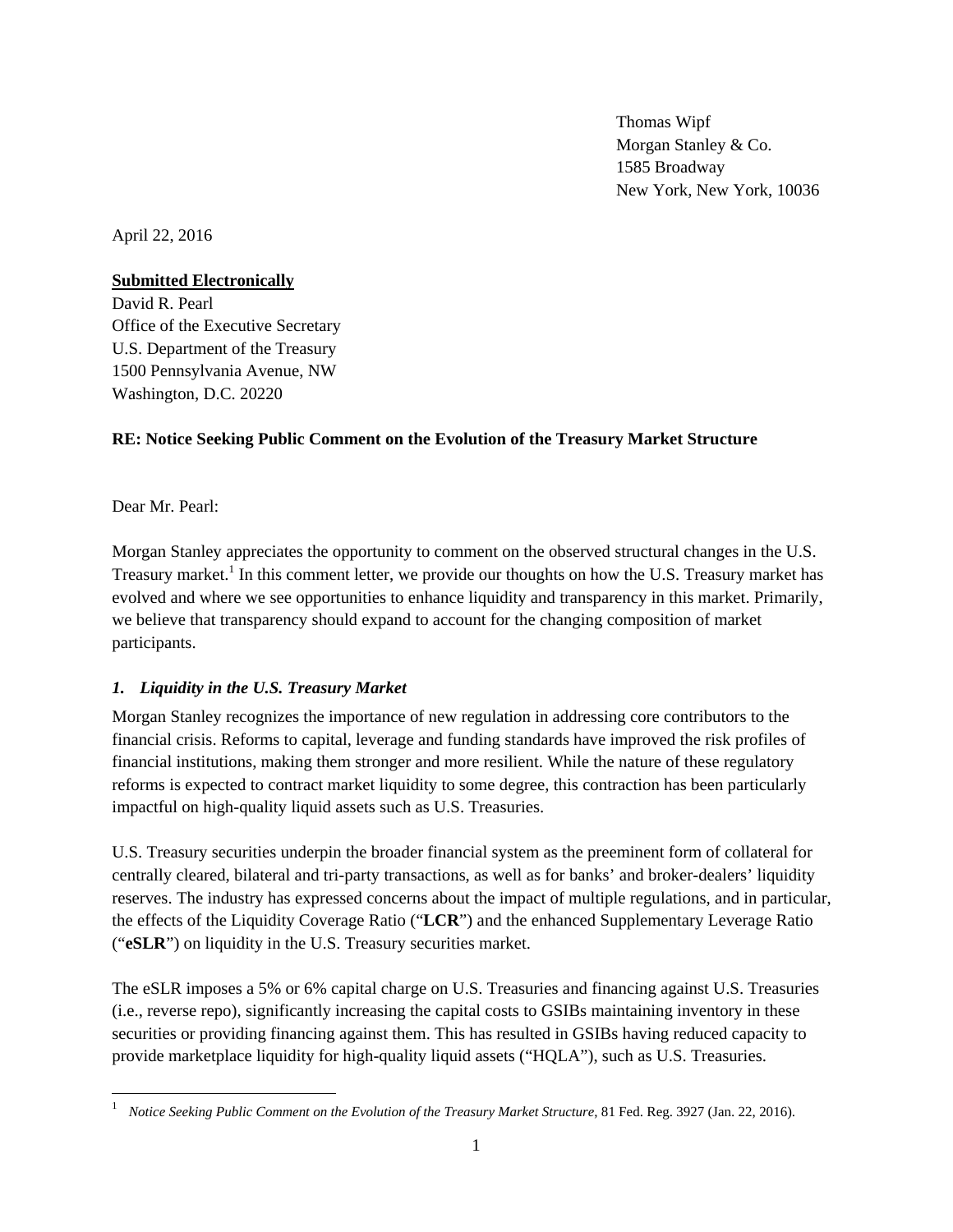Thomas Wipf
Morgan Stanley & Co.
1585 Broadway
New York, New York, 10036

April 22, 2016

**Submitted Electronically**
David R. Pearl
Office of the Executive Secretary
U.S. Department of the Treasury
1500 Pennsylvania Avenue, NW
Washington, D.C. 20220

**RE: Notice Seeking Public Comment on the Evolution of the Treasury Market Structure**

Dear Mr. Pearl:

Morgan Stanley appreciates the opportunity to comment on the observed structural changes in the U.S. Treasury market.[1] In this comment letter, we provide our thoughts on how the U.S. Treasury market has evolved and where we see opportunities to enhance liquidity and transparency in this market. Primarily, we believe that transparency should expand to account for the changing composition of market participants.

### *1. Liquidity in the U.S. Treasury Market*

Morgan Stanley recognizes the importance of new regulation in addressing core contributors to the financial crisis. Reforms to capital, leverage and funding standards have improved the risk profiles of financial institutions, making them stronger and more resilient. While the nature of these regulatory reforms is expected to contract market liquidity to some degree, this contraction has been particularly impactful on high-quality liquid assets such as U.S. Treasuries.

U.S. Treasury securities underpin the broader financial system as the preeminent form of collateral for centrally cleared, bilateral and tri-party transactions, as well as for banks' and broker-dealers' liquidity reserves. The industry has expressed concerns about the impact of multiple regulations, and in particular, the effects of the Liquidity Coverage Ratio ("**LCR**") and the enhanced Supplementary Leverage Ratio ("**eSLR**") on liquidity in the U.S. Treasury securities market.

The eSLR imposes a 5% or 6% capital charge on U.S. Treasuries and financing against U.S. Treasuries (i.e., reverse repo), significantly increasing the capital costs to GSIBs maintaining inventory in these securities or providing financing against them. This has resulted in GSIBs having reduced capacity to provide marketplace liquidity for high-quality liquid assets ("HQLA"), such as U.S. Treasuries.

---

[1] *Notice Seeking Public Comment on the Evolution of the Treasury Market Structure*, 81 Fed. Reg. 3927 (Jan. 22, 2016).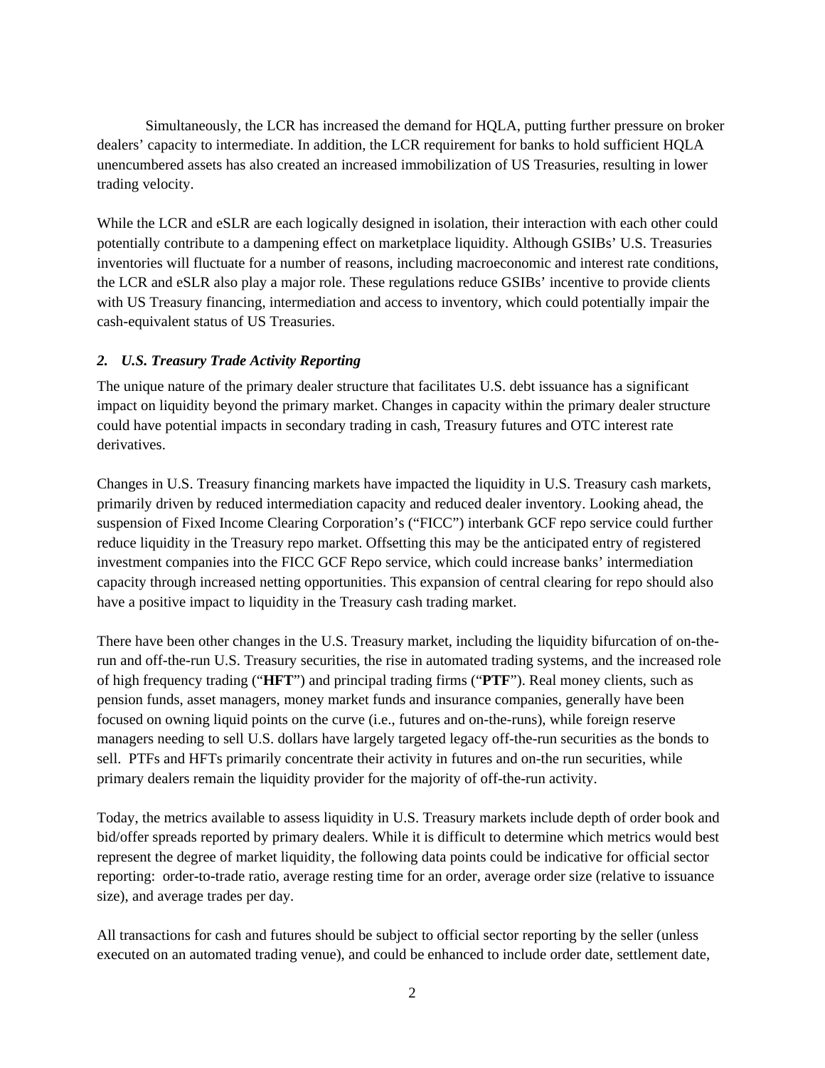Simultaneously, the LCR has increased the demand for HQLA, putting further pressure on broker dealers' capacity to intermediate. In addition, the LCR requirement for banks to hold sufficient HQLA unencumbered assets has also created an increased immobilization of US Treasuries, resulting in lower trading velocity.

While the LCR and eSLR are each logically designed in isolation, their interaction with each other could potentially contribute to a dampening effect on marketplace liquidity. Although GSIBs' U.S. Treasuries inventories will fluctuate for a number of reasons, including macroeconomic and interest rate conditions, the LCR and eSLR also play a major role. These regulations reduce GSIBs' incentive to provide clients with US Treasury financing, intermediation and access to inventory, which could potentially impair the cash-equivalent status of US Treasuries.

### *2. U.S. Treasury Trade Activity Reporting*

The unique nature of the primary dealer structure that facilitates U.S. debt issuance has a significant impact on liquidity beyond the primary market. Changes in capacity within the primary dealer structure could have potential impacts in secondary trading in cash, Treasury futures and OTC interest rate derivatives.

Changes in U.S. Treasury financing markets have impacted the liquidity in U.S. Treasury cash markets, primarily driven by reduced intermediation capacity and reduced dealer inventory. Looking ahead, the suspension of Fixed Income Clearing Corporation's ("FICC") interbank GCF repo service could further reduce liquidity in the Treasury repo market. Offsetting this may be the anticipated entry of registered investment companies into the FICC GCF Repo service, which could increase banks' intermediation capacity through increased netting opportunities. This expansion of central clearing for repo should also have a positive impact to liquidity in the Treasury cash trading market.

There have been other changes in the U.S. Treasury market, including the liquidity bifurcation of on-the-run and off-the-run U.S. Treasury securities, the rise in automated trading systems, and the increased role of high frequency trading ("**HFT**") and principal trading firms ("**PTF**"). Real money clients, such as pension funds, asset managers, money market funds and insurance companies, generally have been focused on owning liquid points on the curve (i.e., futures and on-the-runs), while foreign reserve managers needing to sell U.S. dollars have largely targeted legacy off-the-run securities as the bonds to sell. PTFs and HFTs primarily concentrate their activity in futures and on-the run securities, while primary dealers remain the liquidity provider for the majority of off-the-run activity.

Today, the metrics available to assess liquidity in U.S. Treasury markets include depth of order book and bid/offer spreads reported by primary dealers. While it is difficult to determine which metrics would best represent the degree of market liquidity, the following data points could be indicative for official sector reporting: order-to-trade ratio, average resting time for an order, average order size (relative to issuance size), and average trades per day.

All transactions for cash and futures should be subject to official sector reporting by the seller (unless executed on an automated trading venue), and could be enhanced to include order date, settlement date,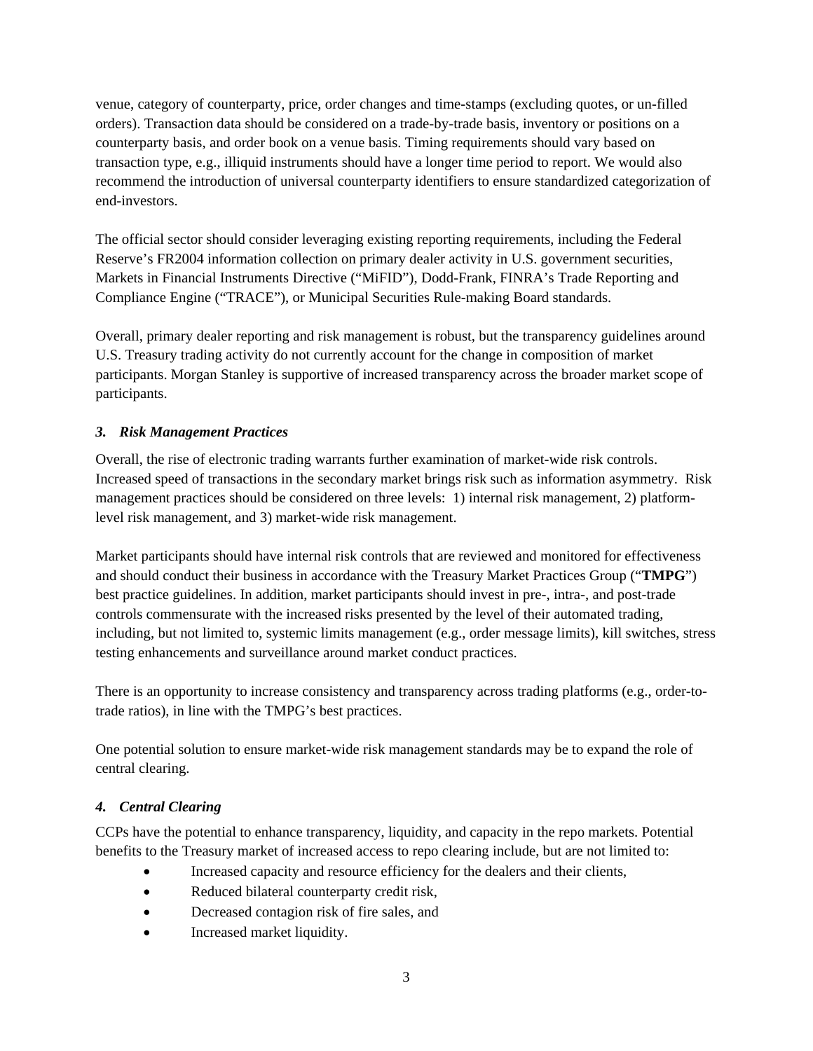venue, category of counterparty, price, order changes and time-stamps (excluding quotes, or un-filled orders). Transaction data should be considered on a trade-by-trade basis, inventory or positions on a counterparty basis, and order book on a venue basis. Timing requirements should vary based on transaction type, e.g., illiquid instruments should have a longer time period to report. We would also recommend the introduction of universal counterparty identifiers to ensure standardized categorization of end-investors.

The official sector should consider leveraging existing reporting requirements, including the Federal Reserve's FR2004 information collection on primary dealer activity in U.S. government securities, Markets in Financial Instruments Directive ("MiFID"), Dodd-Frank, FINRA's Trade Reporting and Compliance Engine ("TRACE"), or Municipal Securities Rule-making Board standards.

Overall, primary dealer reporting and risk management is robust, but the transparency guidelines around U.S. Treasury trading activity do not currently account for the change in composition of market participants. Morgan Stanley is supportive of increased transparency across the broader market scope of participants.

### *3. Risk Management Practices*

Overall, the rise of electronic trading warrants further examination of market-wide risk controls. Increased speed of transactions in the secondary market brings risk such as information asymmetry. Risk management practices should be considered on three levels: 1) internal risk management, 2) platform-level risk management, and 3) market-wide risk management.

Market participants should have internal risk controls that are reviewed and monitored for effectiveness and should conduct their business in accordance with the Treasury Market Practices Group ("**TMPG**") best practice guidelines. In addition, market participants should invest in pre-, intra-, and post-trade controls commensurate with the increased risks presented by the level of their automated trading, including, but not limited to, systemic limits management (e.g., order message limits), kill switches, stress testing enhancements and surveillance around market conduct practices.

There is an opportunity to increase consistency and transparency across trading platforms (e.g., order-to-trade ratios), in line with the TMPG's best practices.

One potential solution to ensure market-wide risk management standards may be to expand the role of central clearing.

### *4. Central Clearing*

CCPs have the potential to enhance transparency, liquidity, and capacity in the repo markets. Potential benefits to the Treasury market of increased access to repo clearing include, but are not limited to:

- Increased capacity and resource efficiency for the dealers and their clients,
- Reduced bilateral counterparty credit risk,
- Decreased contagion risk of fire sales, and
- Increased market liquidity.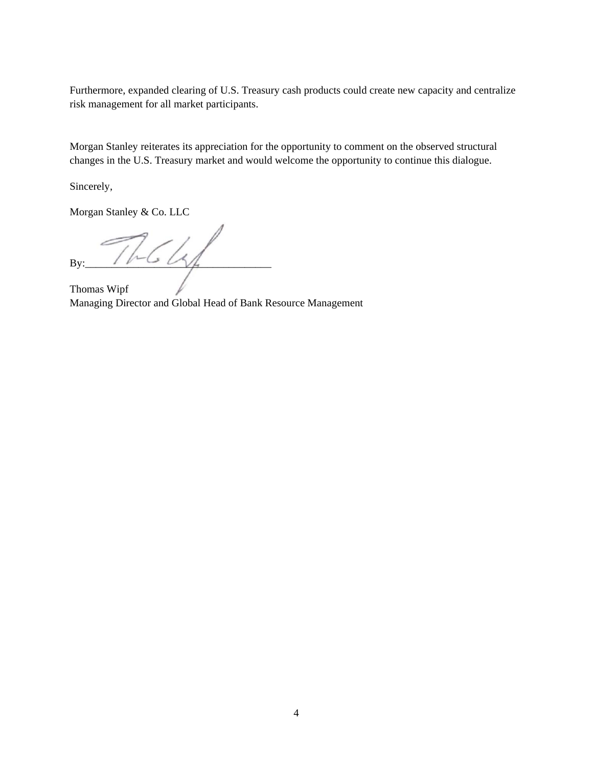Furthermore, expanded clearing of U.S. Treasury cash products could create new capacity and centralize risk management for all market participants.

Morgan Stanley reiterates its appreciation for the opportunity to comment on the observed structural changes in the U.S. Treasury market and would welcome the opportunity to continue this dialogue.

Sincerely,

Morgan Stanley & Co. LLC

By:________________________________

Thomas Wipf
Managing Director and Global Head of Bank Resource Management